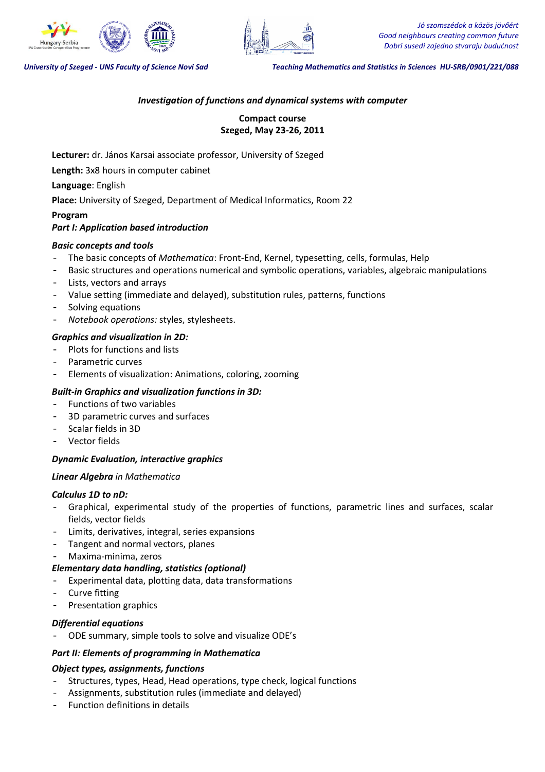*Jó szomszédok a közös jövőért*
*Good neighbours creating common future*
*Dobri susedi zajedno stvaraju budućnost*

*University of Szeged - UNS Faculty of Science Novi Sad* *Teaching Mathematics and Statistics in Sciences HU-SRB/0901/221/088*

# *Investigation of functions and dynamical systems with computer*

**Compact course**
**Szeged, May 23-26, 2011**

**Lecturer:** dr. János Karsai associate professor, University of Szeged

**Length:** 3x8 hours in computer cabinet

**Language**: English

**Place:** University of Szeged, Department of Medical Informatics, Room 22

**Program**

***Part I: Application based introduction***

***Basic concepts and tools***

- The basic concepts of *Mathematica*: Front-End, Kernel, typesetting, cells, formulas, Help
- Basic structures and operations numerical and symbolic operations, variables, algebraic manipulations
- Lists, vectors and arrays
- Value setting (immediate and delayed), substitution rules, patterns, functions
- Solving equations
- *Notebook operations:* styles, stylesheets.

***Graphics and visualization in 2D:***

- Plots for functions and lists
- Parametric curves
- Elements of visualization: Animations, coloring, zooming

***Built-in Graphics and visualization functions in 3D:***

- Functions of two variables
- 3D parametric curves and surfaces
- Scalar fields in 3D
- Vector fields

***Dynamic Evaluation, interactive graphics***

***Linear Algebra*** *in Mathematica*

***Calculus 1D to nD:***

- Graphical, experimental study of the properties of functions, parametric lines and surfaces, scalar fields, vector fields
- Limits, derivatives, integral, series expansions
- Tangent and normal vectors, planes
- Maxima-minima, zeros

***Elementary data handling, statistics (optional)***

- Experimental data, plotting data, data transformations
- Curve fitting
- Presentation graphics

***Differential equations***

- ODE summary, simple tools to solve and visualize ODE's

***Part II: Elements of programming in Mathematica***

***Object types, assignments, functions***

- Structures, types, Head, Head operations, type check, logical functions
- Assignments, substitution rules (immediate and delayed)
- Function definitions in details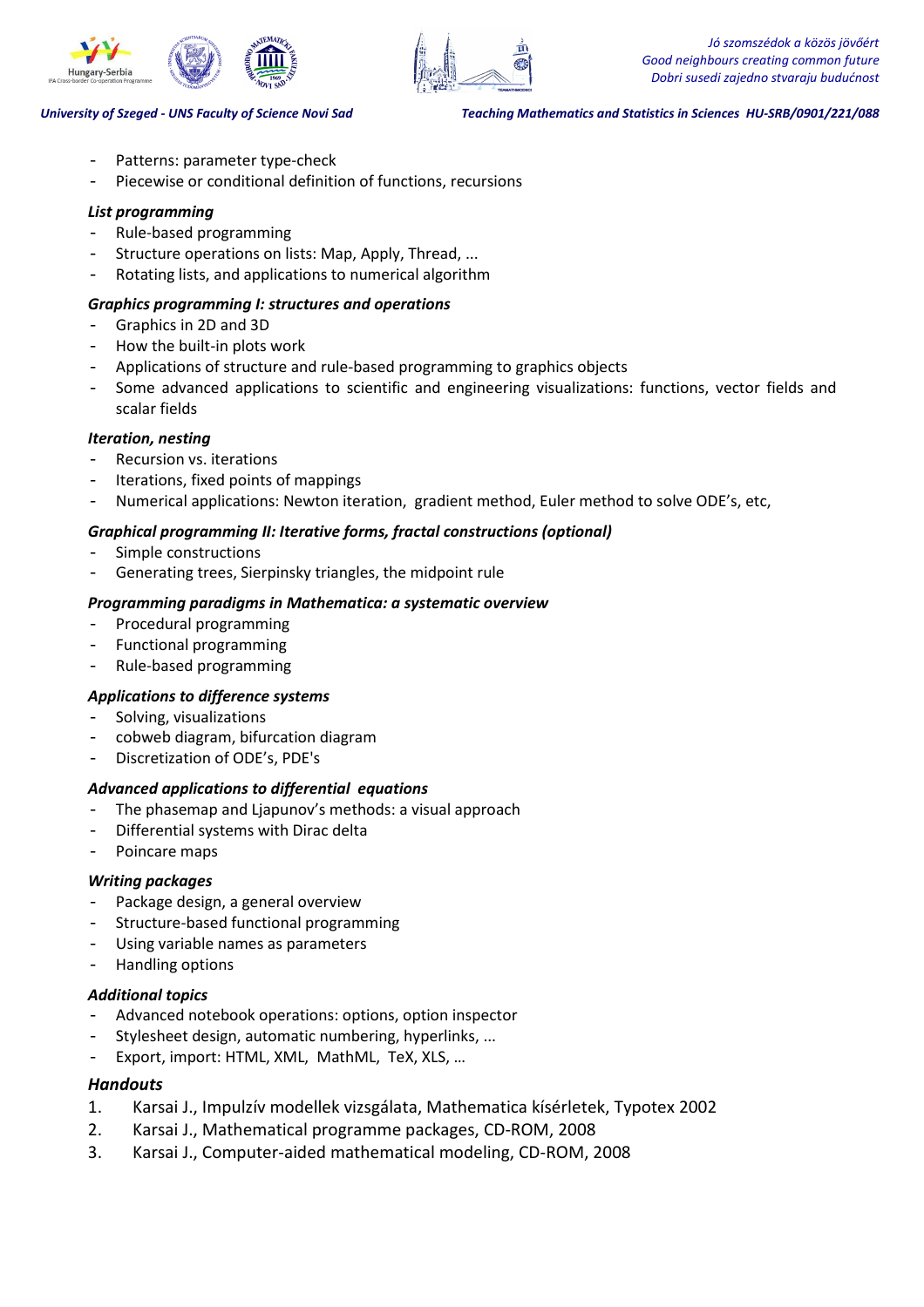- Patterns: parameter type-check
- Piecewise or conditional definition of functions, recursions

***List programming***

- Rule-based programming
- Structure operations on lists: Map, Apply, Thread, ...
- Rotating lists, and applications to numerical algorithm

***Graphics programming I: structures and operations***

- Graphics in 2D and 3D
- How the built-in plots work
- Applications of structure and rule-based programming to graphics objects
- Some advanced applications to scientific and engineering visualizations: functions, vector fields and scalar fields

***Iteration, nesting***

- Recursion vs. iterations
- Iterations, fixed points of mappings
- Numerical applications: Newton iteration, gradient method, Euler method to solve ODE's, etc,

***Graphical programming II: Iterative forms, fractal constructions (optional)***

- Simple constructions
- Generating trees, Sierpinsky triangles, the midpoint rule

***Programming paradigms in Mathematica: a systematic overview***

- Procedural programming
- Functional programming
- Rule-based programming

***Applications to difference systems***

- Solving, visualizations
- cobweb diagram, bifurcation diagram
- Discretization of ODE's, PDE's

***Advanced applications to differential equations***

- The phasemap and Ljapunov's methods: a visual approach
- Differential systems with Dirac delta
- Poincare maps

***Writing packages***

- Package design, a general overview
- Structure-based functional programming
- Using variable names as parameters
- Handling options

***Additional topics***

- Advanced notebook operations: options, option inspector
- Stylesheet design, automatic numbering, hyperlinks, ...
- Export, import: HTML, XML, MathML, TeX, XLS, …

## *Handouts*

1. Karsai J., Impulzív modellek vizsgálata, Mathematica kísérletek, Typotex 2002
2. Karsai J., Mathematical programme packages, CD-ROM, 2008
3. Karsai J., Computer-aided mathematical modeling, CD-ROM, 2008